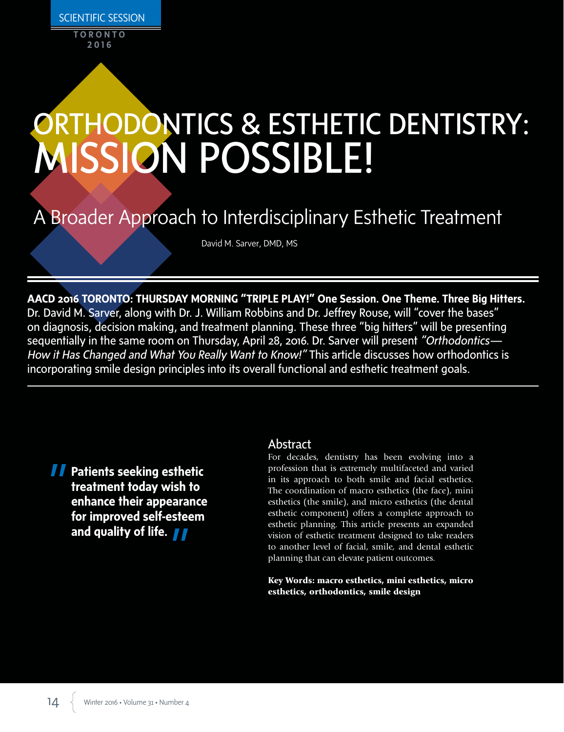SCIENTIFIC SESSION

TORONTO 2016

# ORTHODONTICS & ESTHETIC DENTISTRY: MISSION POSSIBLE!

## A Broader Approach to Interdisciplinary Esthetic Treatment

David M. Sarver, DMD, MS

**AACD 2016 TORONTO: THURSDAY MORNING "TRIPLE PLAY!" One Session. One Theme. Three Big Hitters.** Dr. David M. Sarver, along with Dr. J. William Robbins and Dr. Jeffrey Rouse, will "cover the bases" on diagnosis, decision making, and treatment planning. These three "big hitters" will be presenting sequentially in the same room on Thursday, April 28, 2016. Dr. Sarver will present *"Orthodontics—How it Has Changed and What You Really Want to Know!"* This article discusses how orthodontics is incorporating smile design principles into its overall functional and esthetic treatment goals.

> **Patients seeking esthetic treatment today wish to enhance their appearance for improved self-esteem and quality of life.**

## Abstract

For decades, dentistry has been evolving into a profession that is extremely multifaceted and varied in its approach to both smile and facial esthetics. The coordination of macro esthetics (the face), mini esthetics (the smile), and micro esthetics (the dental esthetic component) offers a complete approach to esthetic planning. This article presents an expanded vision of esthetic treatment designed to take readers to another level of facial, smile, and dental esthetic planning that can elevate patient outcomes.

**Key Words: macro esthetics, mini esthetics, micro esthetics, orthodontics, smile design**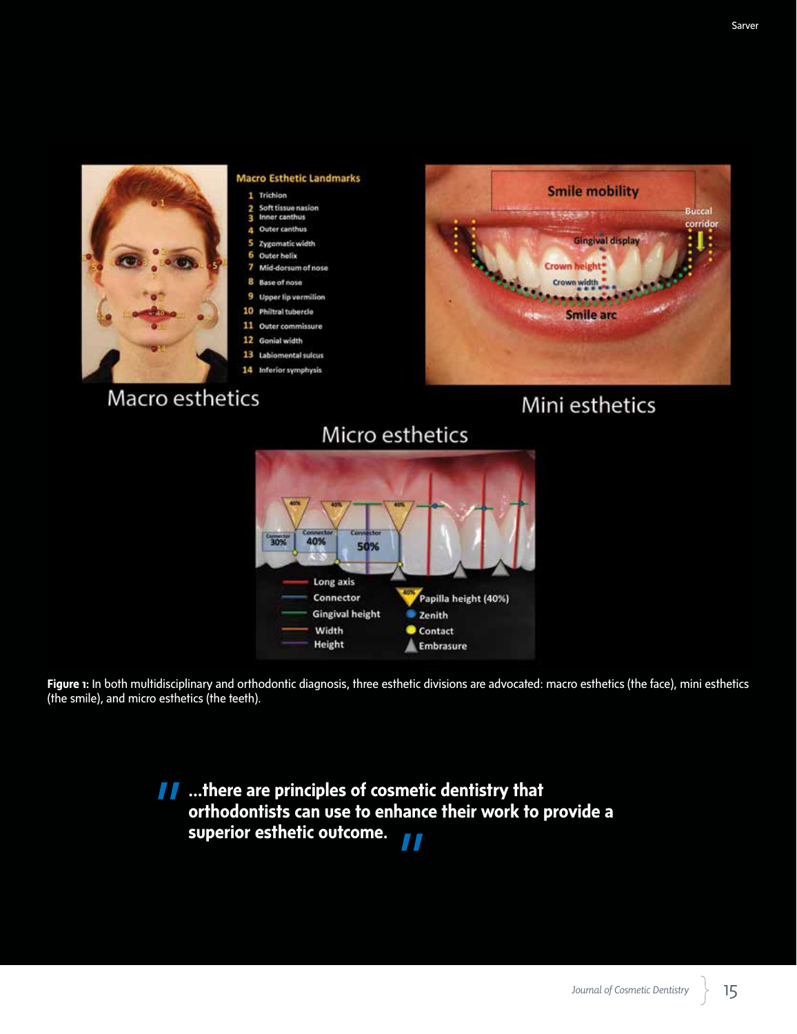**Figure 1:** In both multidisciplinary and orthodontic diagnosis, three esthetic divisions are advocated: macro esthetics (the face), mini esthetics (the smile), and micro esthetics (the teeth).

> "...there are principles of cosmetic dentistry that orthodontists can use to enhance their work to provide a superior esthetic outcome."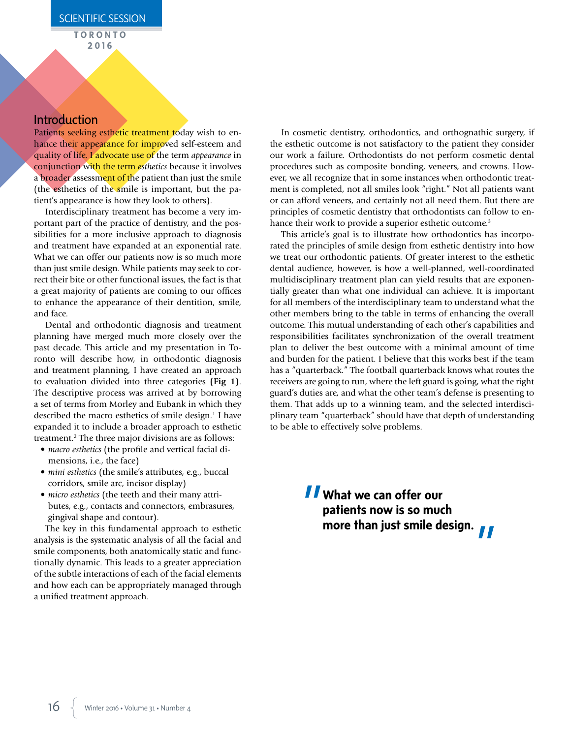## Introduction

Patients seeking esthetic treatment today wish to enhance their appearance for improved self-esteem and quality of life. I advocate use of the term *appearance* in conjunction with the term *esthetics* because it involves a broader assessment of the patient than just the smile (the esthetics of the smile is important, but the patient's appearance is how they look to others).

Interdisciplinary treatment has become a very important part of the practice of dentistry, and the possibilities for a more inclusive approach to diagnosis and treatment have expanded at an exponential rate. What we can offer our patients now is so much more than just smile design. While patients may seek to correct their bite or other functional issues, the fact is that a great majority of patients are coming to our offices to enhance the appearance of their dentition, smile, and face.

Dental and orthodontic diagnosis and treatment planning have merged much more closely over the past decade. This article and my presentation in Toronto will describe how, in orthodontic diagnosis and treatment planning, I have created an approach to evaluation divided into three categories **(Fig 1)**. The descriptive process was arrived at by borrowing a set of terms from Morley and Eubank in which they described the macro esthetics of smile design.[1] I have expanded it to include a broader approach to esthetic treatment.[2] The three major divisions are as follows:

- *macro esthetics* (the profile and vertical facial dimensions, i.e., the face)
- *mini esthetics* (the smile's attributes, e.g., buccal corridors, smile arc, incisor display)
- *micro esthetics* (the teeth and their many attributes, e.g., contacts and connectors, embrasures, gingival shape and contour).

The key in this fundamental approach to esthetic analysis is the systematic analysis of all the facial and smile components, both anatomically static and functionally dynamic. This leads to a greater appreciation of the subtle interactions of each of the facial elements and how each can be appropriately managed through a unified treatment approach.

In cosmetic dentistry, orthodontics, and orthognathic surgery, if the esthetic outcome is not satisfactory to the patient they consider our work a failure. Orthodontists do not perform cosmetic dental procedures such as composite bonding, veneers, and crowns. However, we all recognize that in some instances when orthodontic treatment is completed, not all smiles look "right." Not all patients want or can afford veneers, and certainly not all need them. But there are principles of cosmetic dentistry that orthodontists can follow to enhance their work to provide a superior esthetic outcome.[3]

This article's goal is to illustrate how orthodontics has incorporated the principles of smile design from esthetic dentistry into how we treat our orthodontic patients. Of greater interest to the esthetic dental audience, however, is how a well-planned, well-coordinated multidisciplinary treatment plan can yield results that are exponentially greater than what one individual can achieve. It is important for all members of the interdisciplinary team to understand what the other members bring to the table in terms of enhancing the overall outcome. This mutual understanding of each other's capabilities and responsibilities facilitates synchronization of the overall treatment plan to deliver the best outcome with a minimal amount of time and burden for the patient. I believe that this works best if the team has a "quarterback." The football quarterback knows what routes the receivers are going to run, where the left guard is going, what the right guard's duties are, and what the other team's defense is presenting to them. That adds up to a winning team, and the selected interdisciplinary team "quarterback" should have that depth of understanding to be able to effectively solve problems.

> **"What we can offer our patients now is so much more than just smile design."**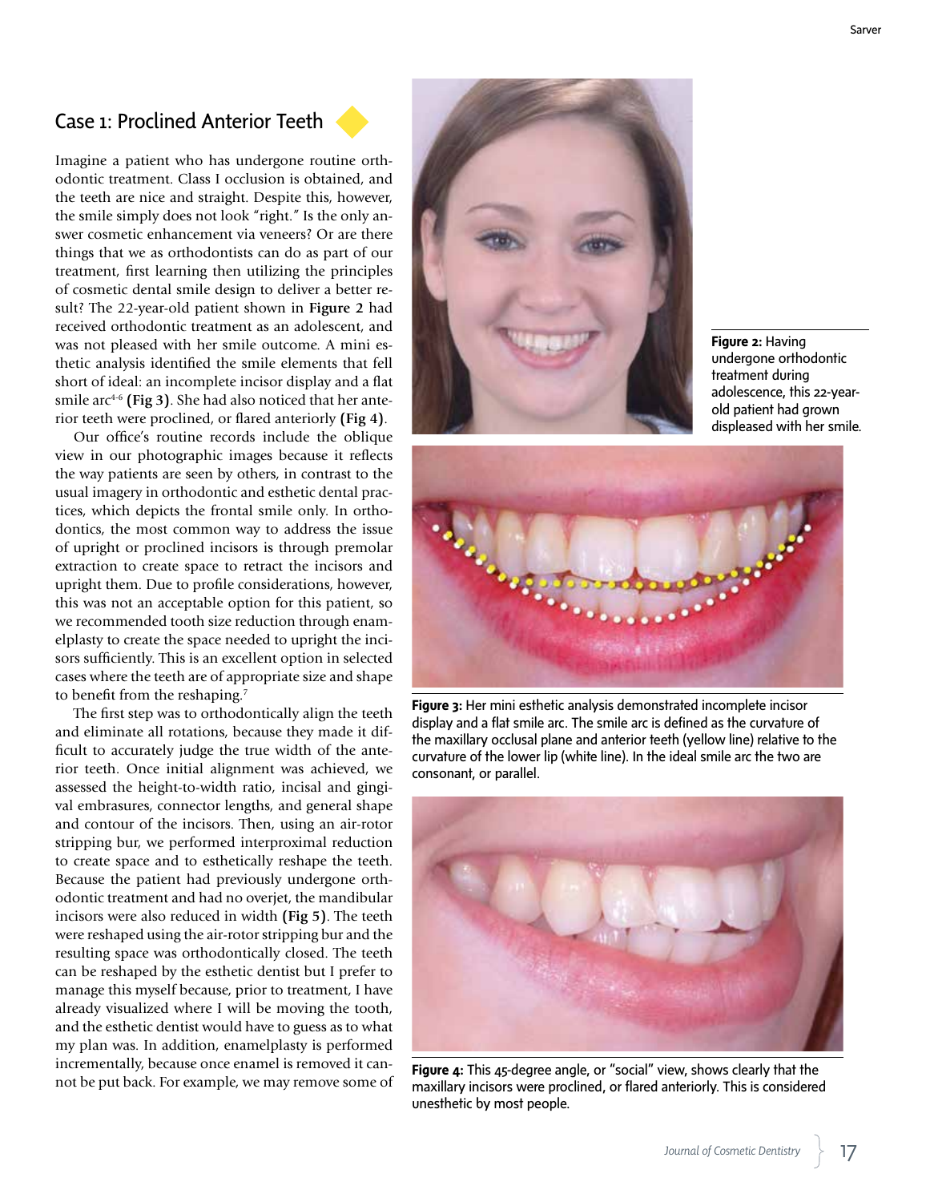## Case 1: Proclined Anterior Teeth

Imagine a patient who has undergone routine orthodontic treatment. Class I occlusion is obtained, and the teeth are nice and straight. Despite this, however, the smile simply does not look "right." Is the only answer cosmetic enhancement via veneers? Or are there things that we as orthodontists can do as part of our treatment, first learning then utilizing the principles of cosmetic dental smile design to deliver a better result? The 22-year-old patient shown in **Figure 2** had received orthodontic treatment as an adolescent, and was not pleased with her smile outcome. A mini esthetic analysis identified the smile elements that fell short of ideal: an incomplete incisor display and a flat smile arc[4-6] **(Fig 3)**. She had also noticed that her anterior teeth were proclined, or flared anteriorly **(Fig 4)**.

Our office's routine records include the oblique view in our photographic images because it reflects the way patients are seen by others, in contrast to the usual imagery in orthodontic and esthetic dental practices, which depicts the frontal smile only. In orthodontics, the most common way to address the issue of upright or proclined incisors is through premolar extraction to create space to retract the incisors and upright them. Due to profile considerations, however, this was not an acceptable option for this patient, so we recommended tooth size reduction through enamelplasty to create the space needed to upright the incisors sufficiently. This is an excellent option in selected cases where the teeth are of appropriate size and shape to benefit from the reshaping.[7]

The first step was to orthodontically align the teeth and eliminate all rotations, because they made it difficult to accurately judge the true width of the anterior teeth. Once initial alignment was achieved, we assessed the height-to-width ratio, incisal and gingival embrasures, connector lengths, and general shape and contour of the incisors. Then, using an air-rotor stripping bur, we performed interproximal reduction to create space and to esthetically reshape the teeth. Because the patient had previously undergone orthodontic treatment and had no overjet, the mandibular incisors were also reduced in width **(Fig 5)**. The teeth were reshaped using the air-rotor stripping bur and the resulting space was orthodontically closed. The teeth can be reshaped by the esthetic dentist but I prefer to manage this myself because, prior to treatment, I have already visualized where I will be moving the tooth, and the esthetic dentist would have to guess as to what my plan was. In addition, enamelplasty is performed incrementally, because once enamel is removed it cannot be put back. For example, we may remove some of

**Figure 2:** Having undergone orthodontic treatment during adolescence, this 22-year-old patient had grown displeased with her smile.

**Figure 3:** Her mini esthetic analysis demonstrated incomplete incisor display and a flat smile arc. The smile arc is defined as the curvature of the maxillary occlusal plane and anterior teeth (yellow line) relative to the curvature of the lower lip (white line). In the ideal smile arc the two are consonant, or parallel.

**Figure 4:** This 45-degree angle, or "social" view, shows clearly that the maxillary incisors were proclined, or flared anteriorly. This is considered unesthetic by most people.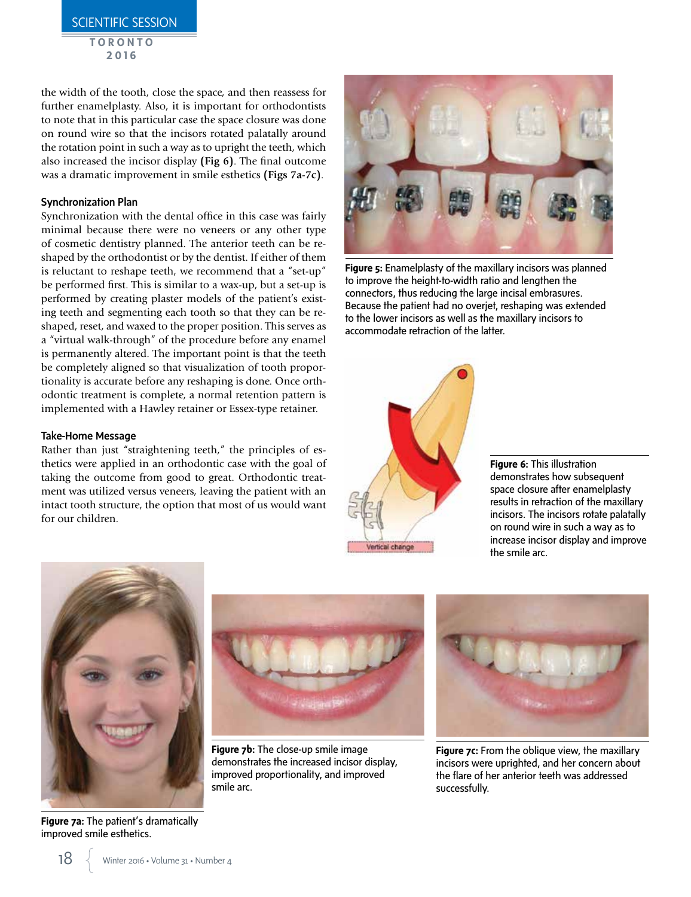the width of the tooth, close the space, and then reassess for further enamelplasty. Also, it is important for orthodontists to note that in this particular case the space closure was done on round wire so that the incisors rotated palatally around the rotation point in such a way as to upright the teeth, which also increased the incisor display **(Fig 6)**. The final outcome was a dramatic improvement in smile esthetics **(Figs 7a-7c)**.

### Synchronization Plan

Synchronization with the dental office in this case was fairly minimal because there were no veneers or any other type of cosmetic dentistry planned. The anterior teeth can be reshaped by the orthodontist or by the dentist. If either of them is reluctant to reshape teeth, we recommend that a "set-up" be performed first. This is similar to a wax-up, but a set-up is performed by creating plaster models of the patient's existing teeth and segmenting each tooth so that they can be reshaped, reset, and waxed to the proper position. This serves as a "virtual walk-through" of the procedure before any enamel is permanently altered. The important point is that the teeth be completely aligned so that visualization of tooth proportionality is accurate before any reshaping is done. Once orthodontic treatment is complete, a normal retention pattern is implemented with a Hawley retainer or Essex-type retainer.

### Take-Home Message

Rather than just "straightening teeth," the principles of esthetics were applied in an orthodontic case with the goal of taking the outcome from good to great. Orthodontic treatment was utilized versus veneers, leaving the patient with an intact tooth structure, the option that most of us would want for our children.

**Figure 5:** Enamelplasty of the maxillary incisors was planned to improve the height-to-width ratio and lengthen the connectors, thus reducing the large incisal embrasures. Because the patient had no overjet, reshaping was extended to the lower incisors as well as the maxillary incisors to accommodate retraction of the latter.

**Figure 6:** This illustration demonstrates how subsequent space closure after enamelplasty results in retraction of the maxillary incisors. The incisors rotate palatally on round wire in such a way as to increase incisor display and improve the smile arc.

**Figure 7a:** The patient's dramatically improved smile esthetics.

**Figure 7b:** The close-up smile image demonstrates the increased incisor display, improved proportionality, and improved smile arc.

**Figure 7c:** From the oblique view, the maxillary incisors were uprighted, and her concern about the flare of her anterior teeth was addressed successfully.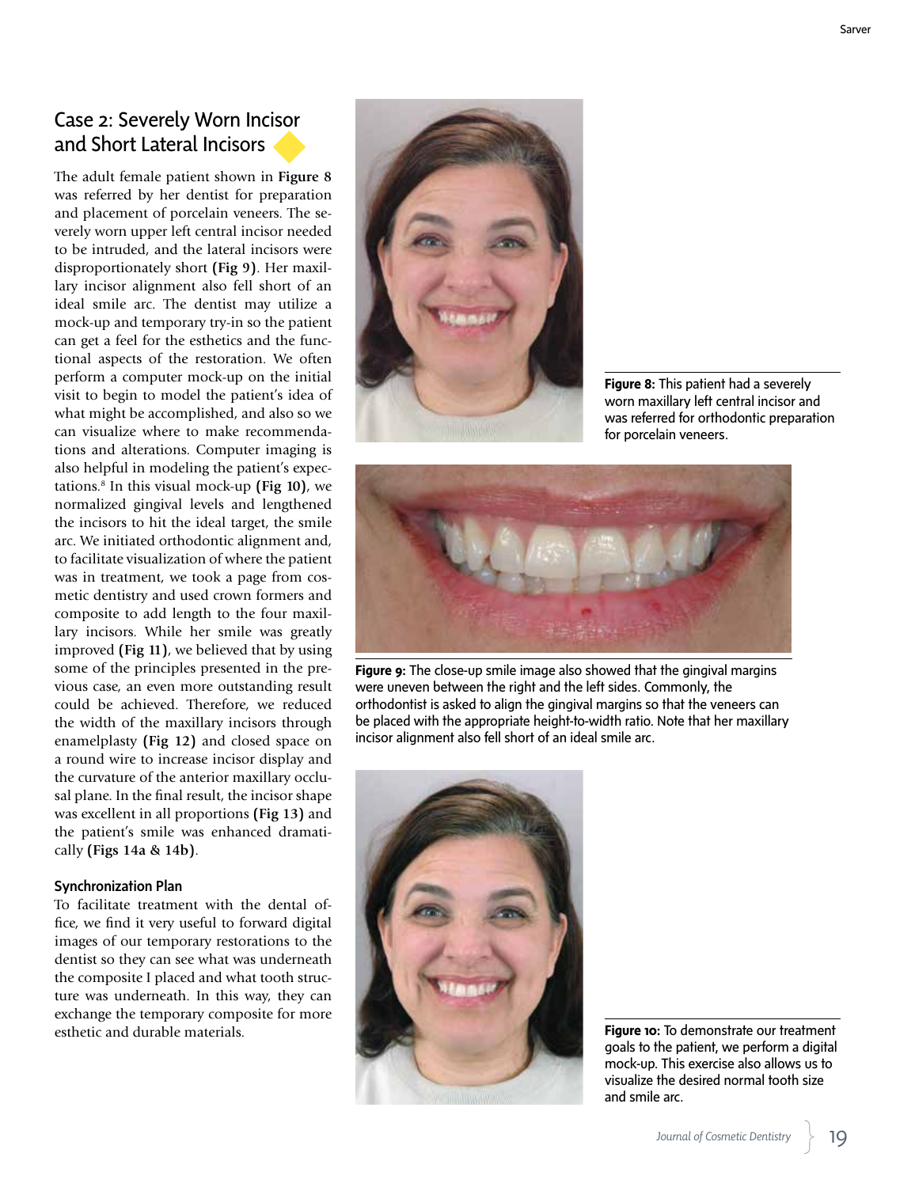## Case 2: Severely Worn Incisor and Short Lateral Incisors

The adult female patient shown in **Figure 8** was referred by her dentist for preparation and placement of porcelain veneers. The severely worn upper left central incisor needed to be intruded, and the lateral incisors were disproportionately short **(Fig 9)**. Her maxillary incisor alignment also fell short of an ideal smile arc. The dentist may utilize a mock-up and temporary try-in so the patient can get a feel for the esthetics and the functional aspects of the restoration. We often perform a computer mock-up on the initial visit to begin to model the patient's idea of what might be accomplished, and also so we can visualize where to make recommendations and alterations. Computer imaging is also helpful in modeling the patient's expectations.[8] In this visual mock-up **(Fig 10)**, we normalized gingival levels and lengthened the incisors to hit the ideal target, the smile arc. We initiated orthodontic alignment and, to facilitate visualization of where the patient was in treatment, we took a page from cosmetic dentistry and used crown formers and composite to add length to the four maxillary incisors. While her smile was greatly improved **(Fig 11)**, we believed that by using some of the principles presented in the previous case, an even more outstanding result could be achieved. Therefore, we reduced the width of the maxillary incisors through enamelplasty **(Fig 12)** and closed space on a round wire to increase incisor display and the curvature of the anterior maxillary occlusal plane. In the final result, the incisor shape was excellent in all proportions **(Fig 13)** and the patient's smile was enhanced dramatically **(Figs 14a & 14b)**.

### Synchronization Plan

To facilitate treatment with the dental office, we find it very useful to forward digital images of our temporary restorations to the dentist so they can see what was underneath the composite I placed and what tooth structure was underneath. In this way, they can exchange the temporary composite for more esthetic and durable materials.

**Figure 8:** This patient had a severely worn maxillary left central incisor and was referred for orthodontic preparation for porcelain veneers.

**Figure 9:** The close-up smile image also showed that the gingival margins were uneven between the right and the left sides. Commonly, the orthodontist is asked to align the gingival margins so that the veneers can be placed with the appropriate height-to-width ratio. Note that her maxillary incisor alignment also fell short of an ideal smile arc.

**Figure 10:** To demonstrate our treatment goals to the patient, we perform a digital mock-up. This exercise also allows us to visualize the desired normal tooth size and smile arc.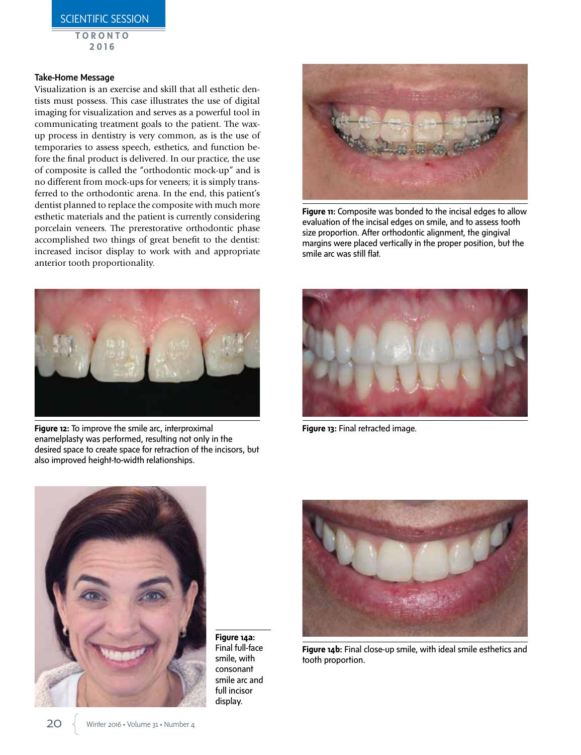### Take-Home Message

Visualization is an exercise and skill that all esthetic dentists must possess. This case illustrates the use of digital imaging for visualization and serves as a powerful tool in communicating treatment goals to the patient. The wax-up process in dentistry is very common, as is the use of temporaries to assess speech, esthetics, and function before the final product is delivered. In our practice, the use of composite is called the "orthodontic mock-up" and is no different from mock-ups for veneers; it is simply transferred to the orthodontic arena. In the end, this patient's dentist planned to replace the composite with much more esthetic materials and the patient is currently considering porcelain veneers. The prerestorative orthodontic phase accomplished two things of great benefit to the dentist: increased incisor display to work with and appropriate anterior tooth proportionality.

**Figure 11:** Composite was bonded to the incisal edges to allow evaluation of the incisal edges on smile, and to assess tooth size proportion. After orthodontic alignment, the gingival margins were placed vertically in the proper position, but the smile arc was still flat.

**Figure 12:** To improve the smile arc, interproximal enamelplasty was performed, resulting not only in the desired space to create space for retraction of the incisors, but also improved height-to-width relationships.

**Figure 13:** Final retracted image.

**Figure 14a:** Final full-face smile, with consonant smile arc and full incisor display.

**Figure 14b:** Final close-up smile, with ideal smile esthetics and tooth proportion.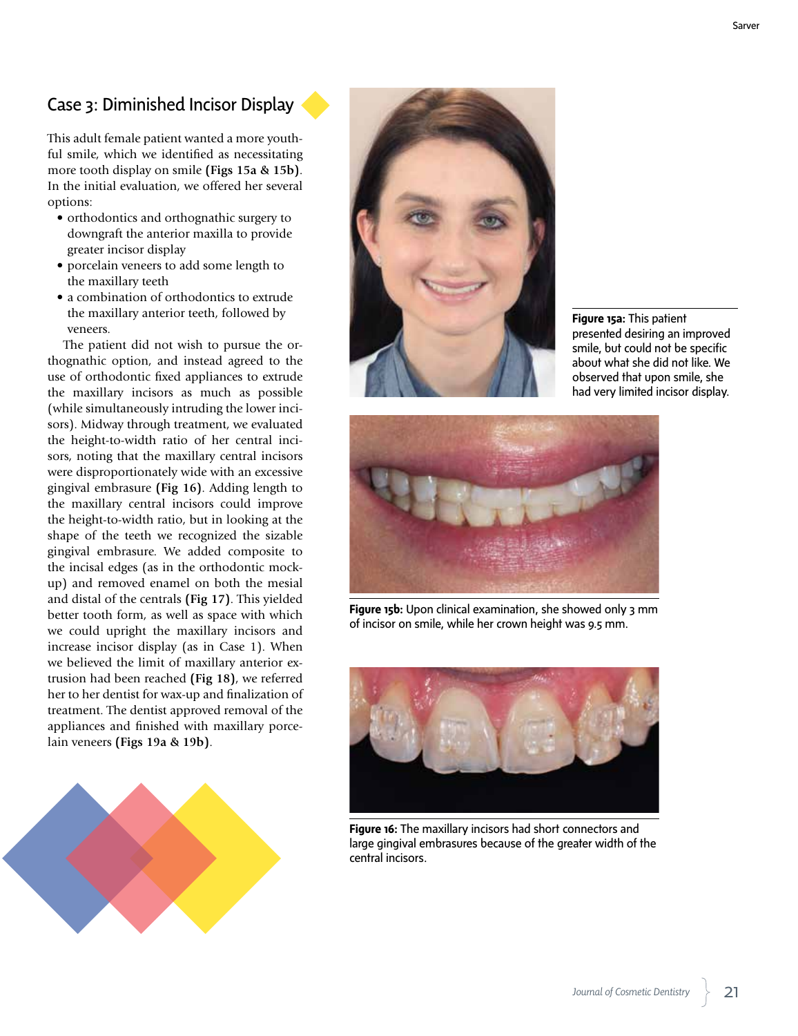## Case 3: Diminished Incisor Display

This adult female patient wanted a more youthful smile, which we identified as necessitating more tooth display on smile **(Figs 15a & 15b)**. In the initial evaluation, we offered her several options:

- orthodontics and orthognathic surgery to downgraft the anterior maxilla to provide greater incisor display
- porcelain veneers to add some length to the maxillary teeth
- a combination of orthodontics to extrude the maxillary anterior teeth, followed by veneers.

The patient did not wish to pursue the orthognathic option, and instead agreed to the use of orthodontic fixed appliances to extrude the maxillary incisors as much as possible (while simultaneously intruding the lower incisors). Midway through treatment, we evaluated the height-to-width ratio of her central incisors, noting that the maxillary central incisors were disproportionately wide with an excessive gingival embrasure **(Fig 16)**. Adding length to the maxillary central incisors could improve the height-to-width ratio, but in looking at the shape of the teeth we recognized the sizable gingival embrasure. We added composite to the incisal edges (as in the orthodontic mock-up) and removed enamel on both the mesial and distal of the centrals **(Fig 17)**. This yielded better tooth form, as well as space with which we could upright the maxillary incisors and increase incisor display (as in Case 1). When we believed the limit of maxillary anterior extrusion had been reached **(Fig 18)**, we referred her to her dentist for wax-up and finalization of treatment. The dentist approved removal of the appliances and finished with maxillary porcelain veneers **(Figs 19a & 19b)**.

**Figure 15a:** This patient presented desiring an improved smile, but could not be specific about what she did not like. We observed that upon smile, she had very limited incisor display.

**Figure 15b:** Upon clinical examination, she showed only 3 mm of incisor on smile, while her crown height was 9.5 mm.

**Figure 16:** The maxillary incisors had short connectors and large gingival embrasures because of the greater width of the central incisors.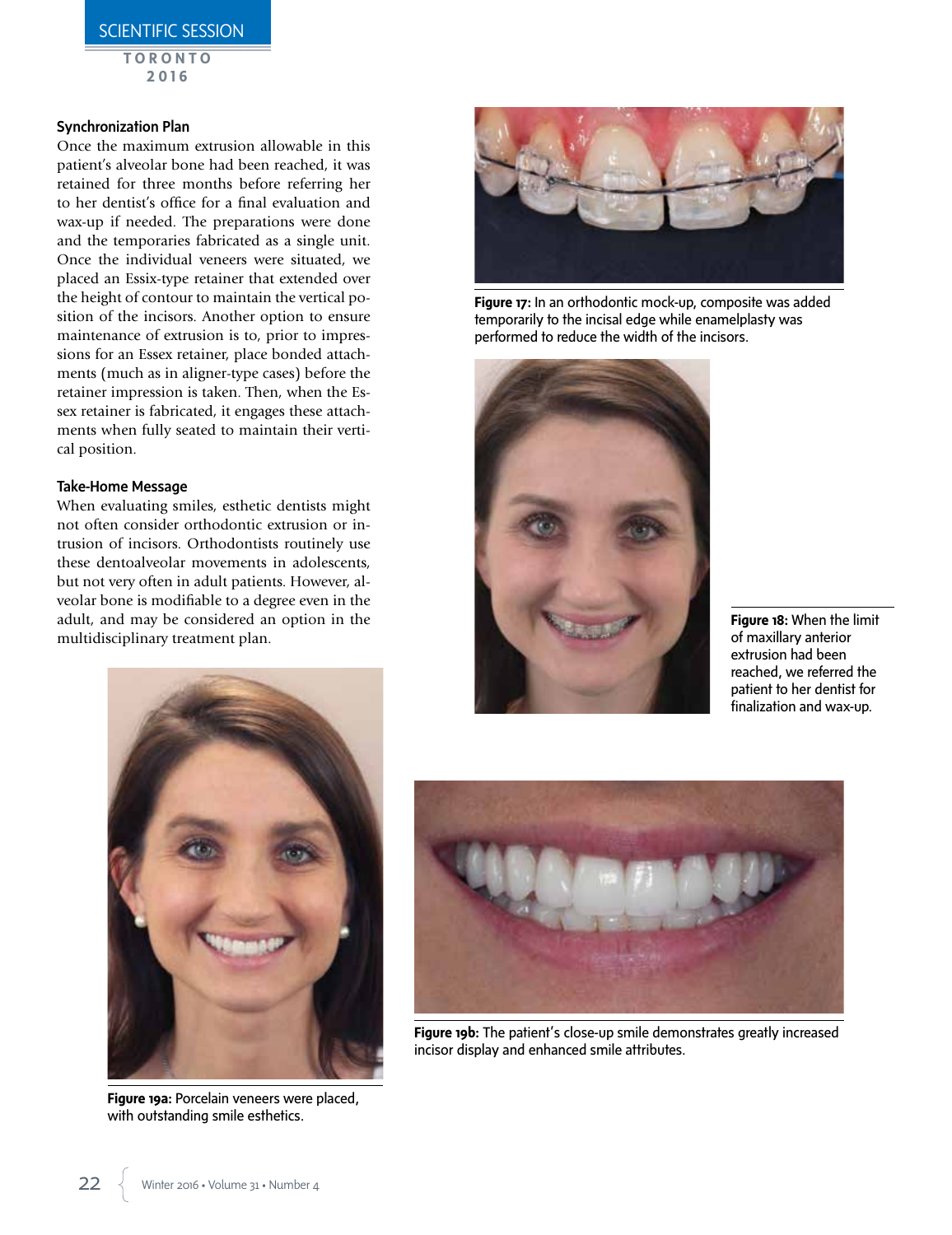### Synchronization Plan

Once the maximum extrusion allowable in this patient's alveolar bone had been reached, it was retained for three months before referring her to her dentist's office for a final evaluation and wax-up if needed. The preparations were done and the temporaries fabricated as a single unit. Once the individual veneers were situated, we placed an Essix-type retainer that extended over the height of contour to maintain the vertical position of the incisors. Another option to ensure maintenance of extrusion is to, prior to impressions for an Essex retainer, place bonded attachments (much as in aligner-type cases) before the retainer impression is taken. Then, when the Essex retainer is fabricated, it engages these attachments when fully seated to maintain their vertical position.

### Take-Home Message

When evaluating smiles, esthetic dentists might not often consider orthodontic extrusion or intrusion of incisors. Orthodontists routinely use these dentoalveolar movements in adolescents, but not very often in adult patients. However, alveolar bone is modifiable to a degree even in the adult, and may be considered an option in the multidisciplinary treatment plan.

**Figure 17:** In an orthodontic mock-up, composite was added temporarily to the incisal edge while enamelplasty was performed to reduce the width of the incisors.

**Figure 18:** When the limit of maxillary anterior extrusion had been reached, we referred the patient to her dentist for finalization and wax-up.

**Figure 19a:** Porcelain veneers were placed, with outstanding smile esthetics.

**Figure 19b:** The patient's close-up smile demonstrates greatly increased incisor display and enhanced smile attributes.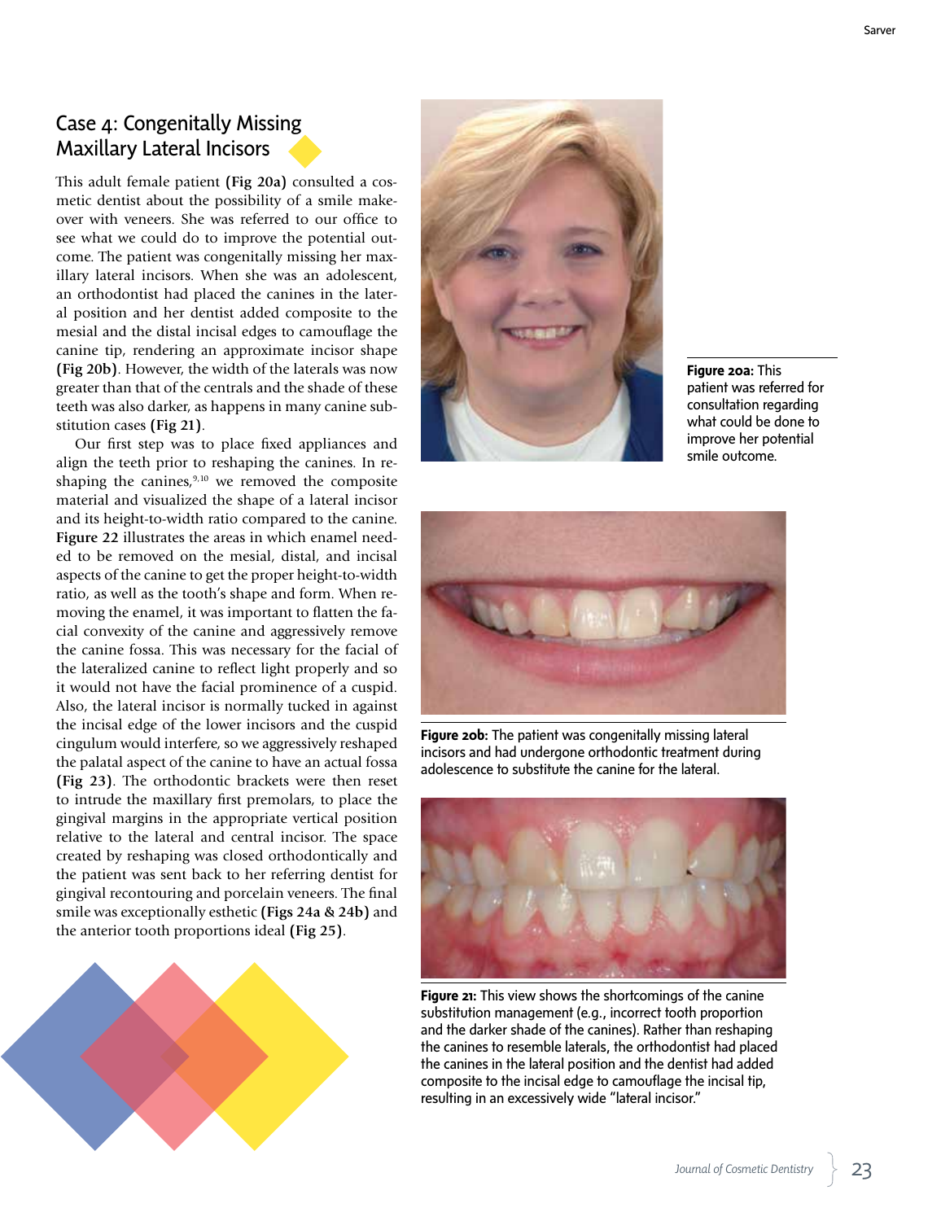## Case 4: Congenitally Missing Maxillary Lateral Incisors

This adult female patient **(Fig 20a)** consulted a cosmetic dentist about the possibility of a smile makeover with veneers. She was referred to our office to see what we could do to improve the potential outcome. The patient was congenitally missing her maxillary lateral incisors. When she was an adolescent, an orthodontist had placed the canines in the lateral position and her dentist added composite to the mesial and the distal incisal edges to camouflage the canine tip, rendering an approximate incisor shape **(Fig 20b)**. However, the width of the laterals was now greater than that of the centrals and the shade of these teeth was also darker, as happens in many canine substitution cases **(Fig 21)**.

Our first step was to place fixed appliances and align the teeth prior to reshaping the canines. In reshaping the canines,[9,10] we removed the composite material and visualized the shape of a lateral incisor and its height-to-width ratio compared to the canine. **Figure 22** illustrates the areas in which enamel needed to be removed on the mesial, distal, and incisal aspects of the canine to get the proper height-to-width ratio, as well as the tooth's shape and form. When removing the enamel, it was important to flatten the facial convexity of the canine and aggressively remove the canine fossa. This was necessary for the facial of the lateralized canine to reflect light properly and so it would not have the facial prominence of a cuspid. Also, the lateral incisor is normally tucked in against the incisal edge of the lower incisors and the cuspid cingulum would interfere, so we aggressively reshaped the palatal aspect of the canine to have an actual fossa **(Fig 23)**. The orthodontic brackets were then reset to intrude the maxillary first premolars, to place the gingival margins in the appropriate vertical position relative to the lateral and central incisor. The space created by reshaping was closed orthodontically and the patient was sent back to her referring dentist for gingival recontouring and porcelain veneers. The final smile was exceptionally esthetic **(Figs 24a & 24b)** and the anterior tooth proportions ideal **(Fig 25)**.

**Figure 20a:** This patient was referred for consultation regarding what could be done to improve her potential smile outcome.

**Figure 20b:** The patient was congenitally missing lateral incisors and had undergone orthodontic treatment during adolescence to substitute the canine for the lateral.

**Figure 21:** This view shows the shortcomings of the canine substitution management (e.g., incorrect tooth proportion and the darker shade of the canines). Rather than reshaping the canines to resemble laterals, the orthodontist had placed the canines in the lateral position and the dentist had added composite to the incisal edge to camouflage the incisal tip, resulting in an excessively wide "lateral incisor."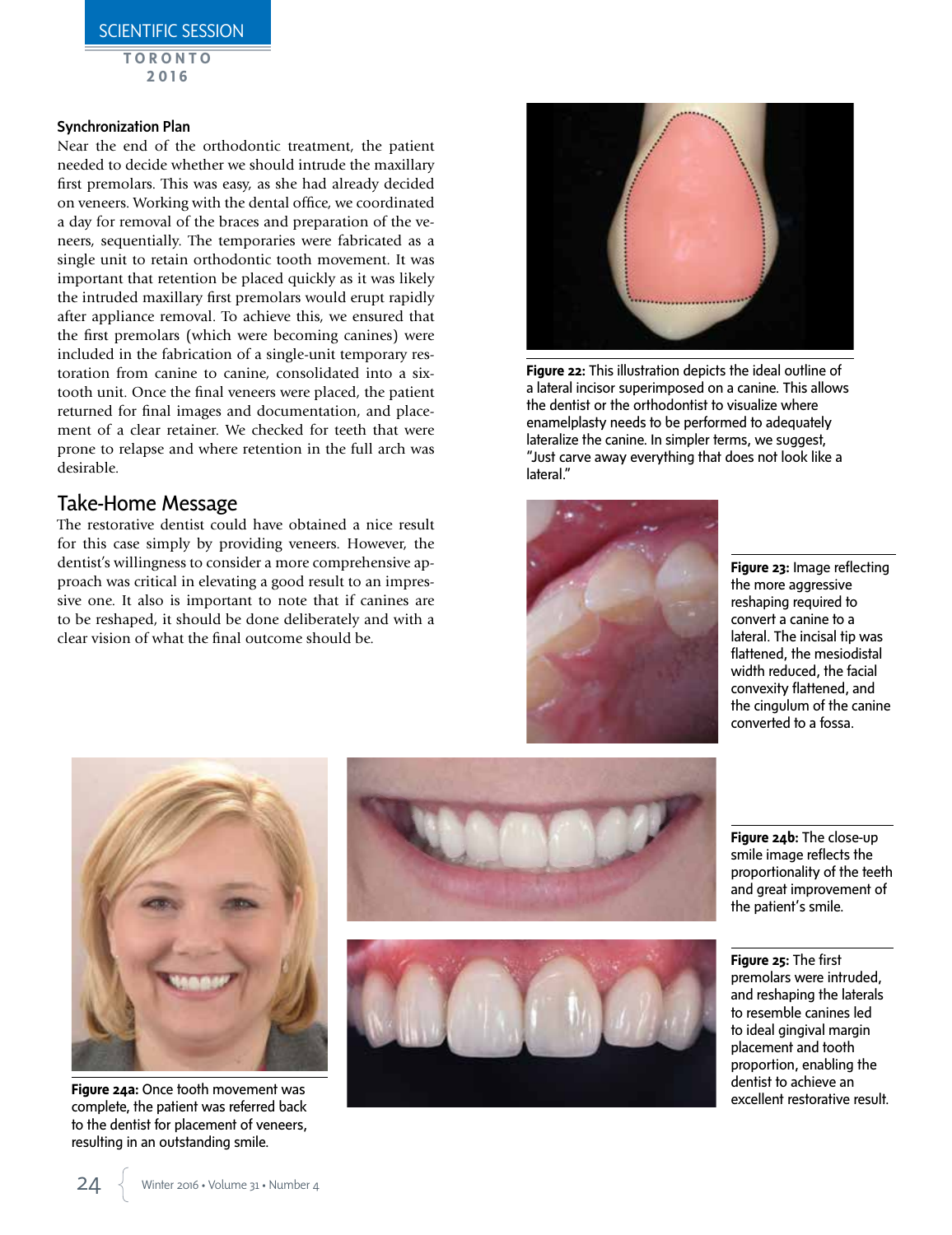### Synchronization Plan

Near the end of the orthodontic treatment, the patient needed to decide whether we should intrude the maxillary first premolars. This was easy, as she had already decided on veneers. Working with the dental office, we coordinated a day for removal of the braces and preparation of the veneers, sequentially. The temporaries were fabricated as a single unit to retain orthodontic tooth movement. It was important that retention be placed quickly as it was likely the intruded maxillary first premolars would erupt rapidly after appliance removal. To achieve this, we ensured that the first premolars (which were becoming canines) were included in the fabrication of a single-unit temporary restoration from canine to canine, consolidated into a six-tooth unit. Once the final veneers were placed, the patient returned for final images and documentation, and placement of a clear retainer. We checked for teeth that were prone to relapse and where retention in the full arch was desirable.

## Take-Home Message

The restorative dentist could have obtained a nice result for this case simply by providing veneers. However, the dentist's willingness to consider a more comprehensive approach was critical in elevating a good result to an impressive one. It also is important to note that if canines are to be reshaped, it should be done deliberately and with a clear vision of what the final outcome should be.

**Figure 22:** This illustration depicts the ideal outline of a lateral incisor superimposed on a canine. This allows the dentist or the orthodontist to visualize where enamelplasty needs to be performed to adequately lateralize the canine. In simpler terms, we suggest, "Just carve away everything that does not look like a lateral."

**Figure 23:** Image reflecting the more aggressive reshaping required to convert a canine to a lateral. The incisal tip was flattened, the mesiodistal width reduced, the facial convexity flattened, and the cingulum of the canine converted to a fossa.

**Figure 24a:** Once tooth movement was complete, the patient was referred back to the dentist for placement of veneers, resulting in an outstanding smile.

**Figure 24b:** The close-up smile image reflects the proportionality of the teeth and great improvement of the patient's smile.

**Figure 25:** The first premolars were intruded, and reshaping the laterals to resemble canines led to ideal gingival margin placement and tooth proportion, enabling the dentist to achieve an excellent restorative result.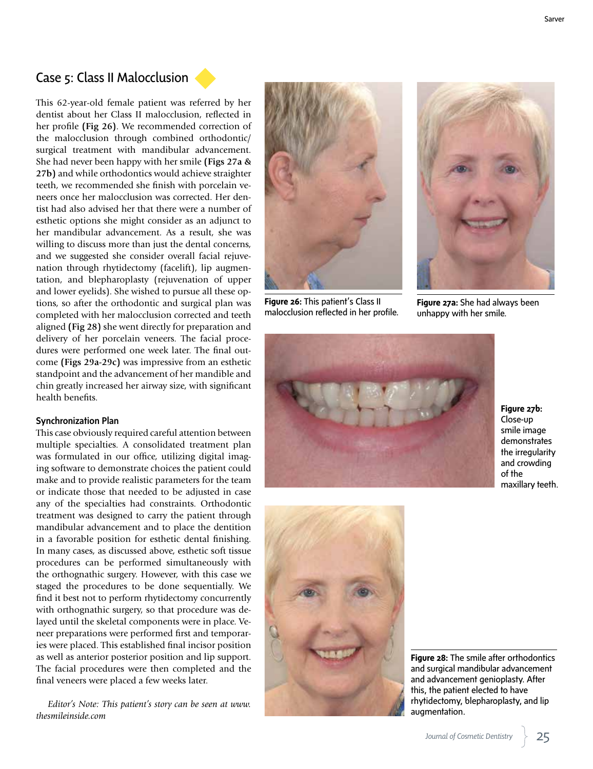## Case 5: Class II Malocclusion

This 62-year-old female patient was referred by her dentist about her Class II malocclusion, reflected in her profile **(Fig 26)**. We recommended correction of the malocclusion through combined orthodontic/surgical treatment with mandibular advancement. She had never been happy with her smile **(Figs 27a & 27b)** and while orthodontics would achieve straighter teeth, we recommended she finish with porcelain veneers once her malocclusion was corrected. Her dentist had also advised her that there were a number of esthetic options she might consider as an adjunct to her mandibular advancement. As a result, she was willing to discuss more than just the dental concerns, and we suggested she consider overall facial rejuvenation through rhytidectomy (facelift), lip augmentation, and blepharoplasty (rejuvenation of upper and lower eyelids). She wished to pursue all these options, so after the orthodontic and surgical plan was completed with her malocclusion corrected and teeth aligned **(Fig 28)** she went directly for preparation and delivery of her porcelain veneers. The facial procedures were performed one week later. The final outcome **(Figs 29a-29c)** was impressive from an esthetic standpoint and the advancement of her mandible and chin greatly increased her airway size, with significant health benefits.

### Synchronization Plan

This case obviously required careful attention between multiple specialties. A consolidated treatment plan was formulated in our office, utilizing digital imaging software to demonstrate choices the patient could make and to provide realistic parameters for the team or indicate those that needed to be adjusted in case any of the specialties had constraints. Orthodontic treatment was designed to carry the patient through mandibular advancement and to place the dentition in a favorable position for esthetic dental finishing. In many cases, as discussed above, esthetic soft tissue procedures can be performed simultaneously with the orthognathic surgery. However, with this case we staged the procedures to be done sequentially. We find it best not to perform rhytidectomy concurrently with orthognathic surgery, so that procedure was delayed until the skeletal components were in place. Veneer preparations were performed first and temporaries were placed. This established final incisor position as well as anterior posterior position and lip support. The facial procedures were then completed and the final veneers were placed a few weeks later.

*Editor's Note: This patient's story can be seen at www.thesmileinside.com*

**Figure 26:** This patient's Class II malocclusion reflected in her profile.

**Figure 27a:** She had always been unhappy with her smile.

**Figure 27b:** Close-up smile image demonstrates the irregularity and crowding of the maxillary teeth.

**Figure 28:** The smile after orthodontics and surgical mandibular advancement and advancement genioplasty. After this, the patient elected to have rhytidectomy, blepharoplasty, and lip augmentation.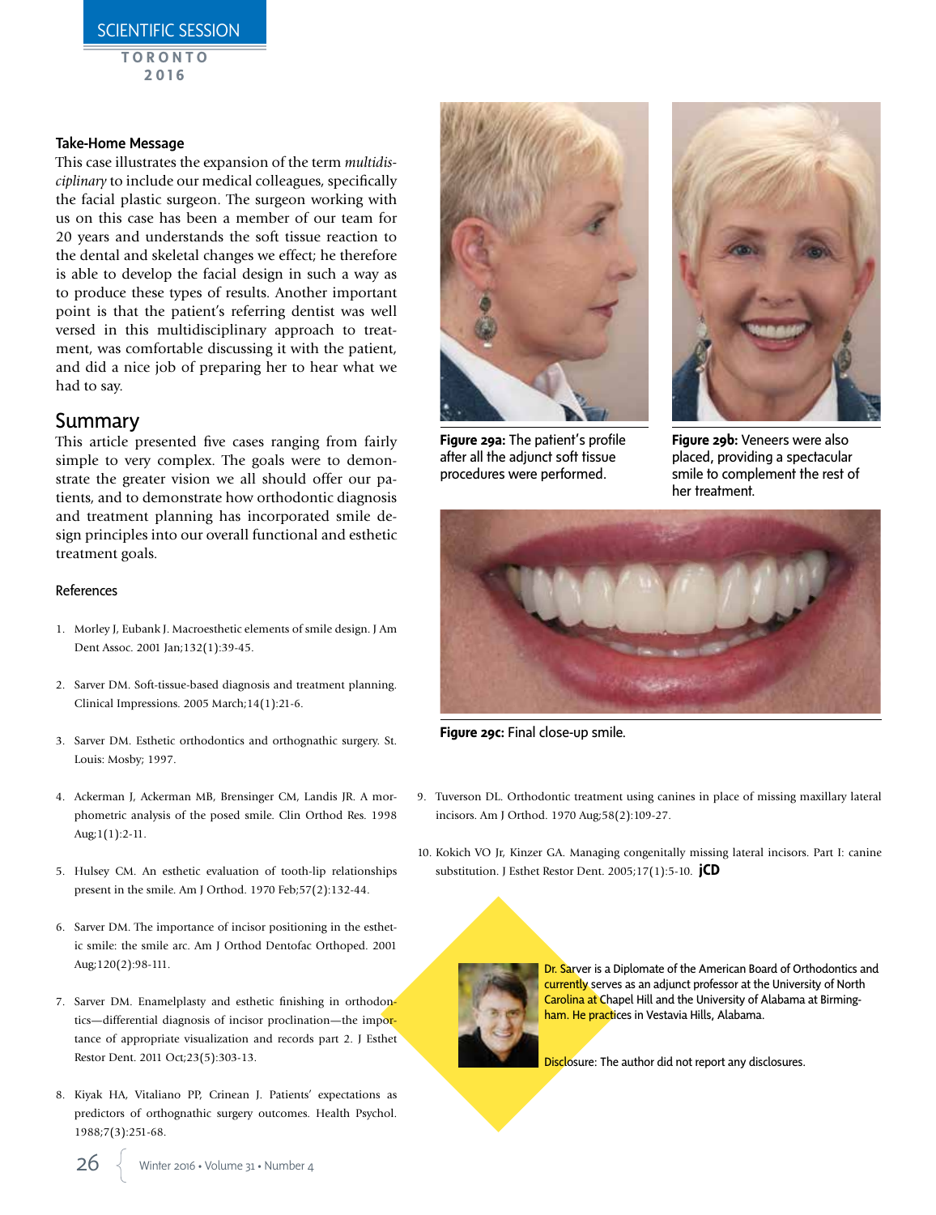### Take-Home Message

This case illustrates the expansion of the term *multidisciplinary* to include our medical colleagues, specifically the facial plastic surgeon. The surgeon working with us on this case has been a member of our team for 20 years and understands the soft tissue reaction to the dental and skeletal changes we effect; he therefore is able to develop the facial design in such a way as to produce these types of results. Another important point is that the patient's referring dentist was well versed in this multidisciplinary approach to treatment, was comfortable discussing it with the patient, and did a nice job of preparing her to hear what we had to say.

**Figure 29a:** The patient's profile after all the adjunct soft tissue procedures were performed.

**Figure 29b:** Veneers were also placed, providing a spectacular smile to complement the rest of her treatment.

**Figure 29c:** Final close-up smile.

## Summary

This article presented five cases ranging from fairly simple to very complex. The goals were to demonstrate the greater vision we all should offer our patients, and to demonstrate how orthodontic diagnosis and treatment planning has incorporated smile design principles into our overall functional and esthetic treatment goals.

### References

1. Morley J, Eubank J. Macroesthetic elements of smile design. J Am Dent Assoc. 2001 Jan;132(1):39-45.
2. Sarver DM. Soft-tissue-based diagnosis and treatment planning. Clinical Impressions. 2005 March;14(1):21-6.
3. Sarver DM. Esthetic orthodontics and orthognathic surgery. St. Louis: Mosby; 1997.
4. Ackerman J, Ackerman MB, Brensinger CM, Landis JR. A morphometric analysis of the posed smile. Clin Orthod Res. 1998 Aug;1(1):2-11.
5. Hulsey CM. An esthetic evaluation of tooth-lip relationships present in the smile. Am J Orthod. 1970 Feb;57(2):132-44.
6. Sarver DM. The importance of incisor positioning in the esthetic smile: the smile arc. Am J Orthod Dentofac Orthoped. 2001 Aug;120(2):98-111.
7. Sarver DM. Enamelplasty and esthetic finishing in orthodontics—differential diagnosis of incisor proclination—the importance of appropriate visualization and records part 2. J Esthet Restor Dent. 2011 Oct;23(5):303-13.
8. Kiyak HA, Vitaliano PP, Crinean J. Patients' expectations as predictors of orthognathic surgery outcomes. Health Psychol. 1988;7(3):251-68.
9. Tuverson DL. Orthodontic treatment using canines in place of missing maxillary lateral incisors. Am J Orthod. 1970 Aug;58(2):109-27.
10. Kokich VO Jr, Kinzer GA. Managing congenitally missing lateral incisors. Part I: canine substitution. J Esthet Restor Dent. 2005;17(1):5-10. **jCD**

Dr. Sarver is a Diplomate of the American Board of Orthodontics and currently serves as an adjunct professor at the University of North Carolina at Chapel Hill and the University of Alabama at Birmingham. He practices in Vestavia Hills, Alabama.

Disclosure: The author did not report any disclosures.